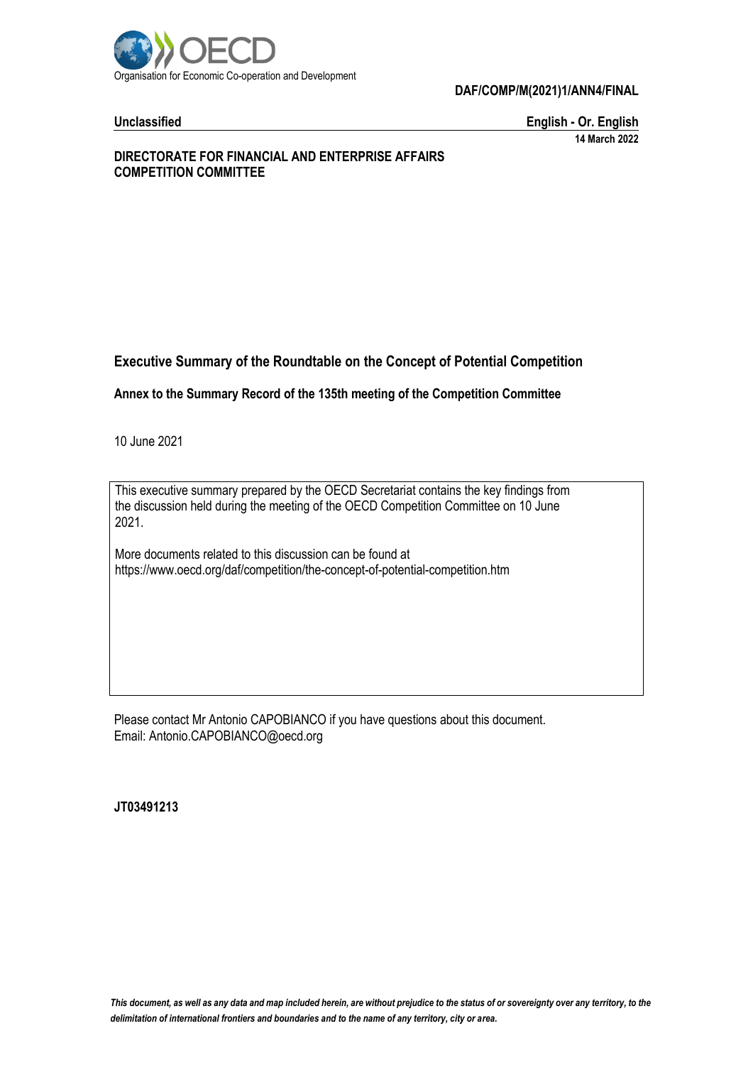Organisation for Economic Co-operation and Development

**DAF/COMP/M(2021)1/ANN4/FINAL**

**Unclassified** **English - Or. English**

**14 March 2022**

**DIRECTORATE FOR FINANCIAL AND ENTERPRISE AFFAIRS**
**COMPETITION COMMITTEE**

# Executive Summary of the Roundtable on the Concept of Potential Competition

## Annex to the Summary Record of the 135th meeting of the Competition Committee

10 June 2021

This executive summary prepared by the OECD Secretariat contains the key findings from the discussion held during the meeting of the OECD Competition Committee on 10 June 2021.

More documents related to this discussion can be found at https://www.oecd.org/daf/competition/the-concept-of-potential-competition.htm

Please contact Mr Antonio CAPOBIANCO if you have questions about this document.
Email: Antonio.CAPOBIANCO@oecd.org

**JT03491213**

*This document, as well as any data and map included herein, are without prejudice to the status of or sovereignty over any territory, to the delimitation of international frontiers and boundaries and to the name of any territory, city or area.*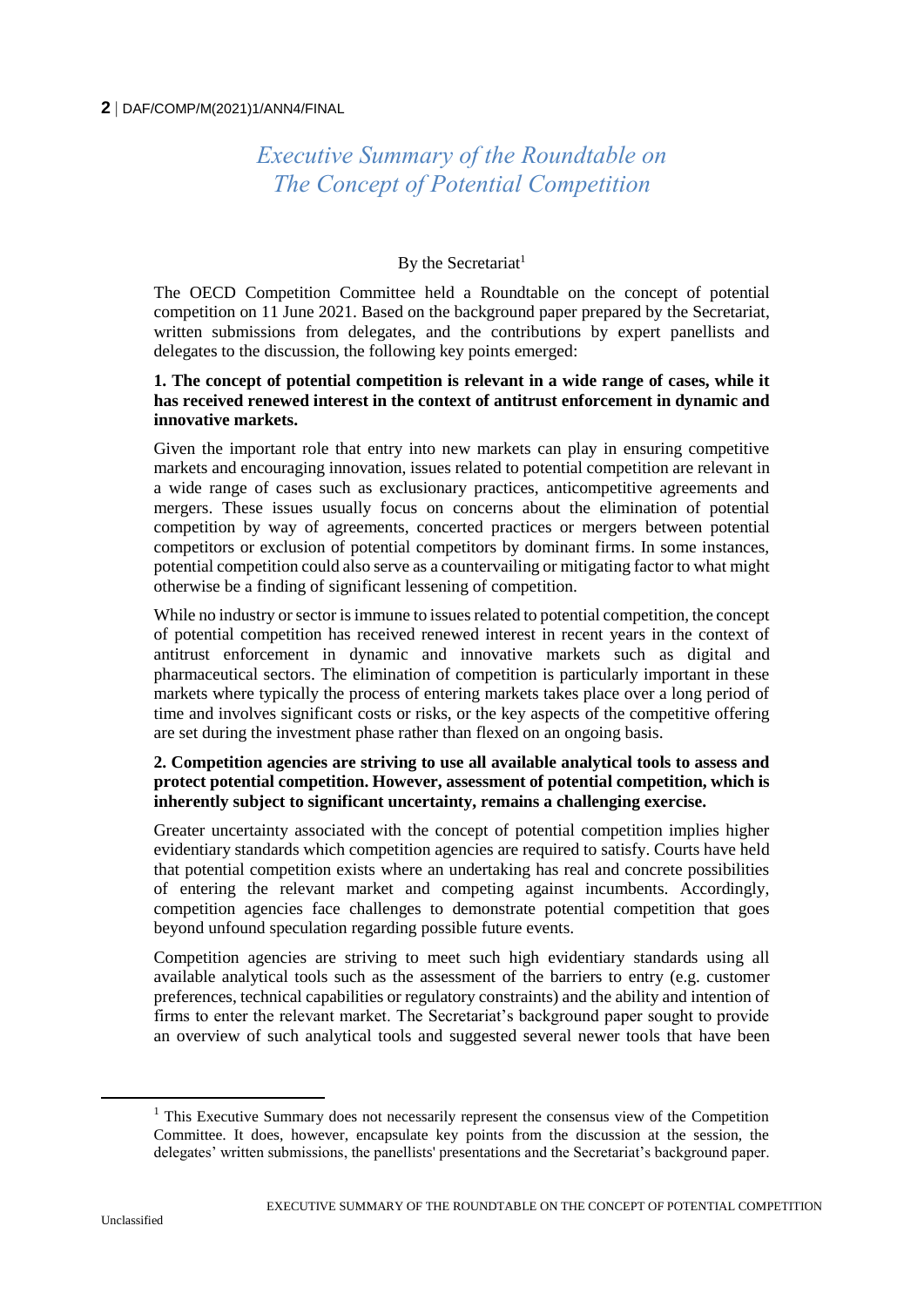# Executive Summary of the Roundtable on The Concept of Potential Competition

By the Secretariat[1]

The OECD Competition Committee held a Roundtable on the concept of potential competition on 11 June 2021. Based on the background paper prepared by the Secretariat, written submissions from delegates, and the contributions by expert panellists and delegates to the discussion, the following key points emerged:

**1. The concept of potential competition is relevant in a wide range of cases, while it has received renewed interest in the context of antitrust enforcement in dynamic and innovative markets.**

Given the important role that entry into new markets can play in ensuring competitive markets and encouraging innovation, issues related to potential competition are relevant in a wide range of cases such as exclusionary practices, anticompetitive agreements and mergers. These issues usually focus on concerns about the elimination of potential competition by way of agreements, concerted practices or mergers between potential competitors or exclusion of potential competitors by dominant firms. In some instances, potential competition could also serve as a countervailing or mitigating factor to what might otherwise be a finding of significant lessening of competition.

While no industry or sector is immune to issues related to potential competition, the concept of potential competition has received renewed interest in recent years in the context of antitrust enforcement in dynamic and innovative markets such as digital and pharmaceutical sectors. The elimination of competition is particularly important in these markets where typically the process of entering markets takes place over a long period of time and involves significant costs or risks, or the key aspects of the competitive offering are set during the investment phase rather than flexed on an ongoing basis.

**2. Competition agencies are striving to use all available analytical tools to assess and protect potential competition. However, assessment of potential competition, which is inherently subject to significant uncertainty, remains a challenging exercise.**

Greater uncertainty associated with the concept of potential competition implies higher evidentiary standards which competition agencies are required to satisfy. Courts have held that potential competition exists where an undertaking has real and concrete possibilities of entering the relevant market and competing against incumbents. Accordingly, competition agencies face challenges to demonstrate potential competition that goes beyond unfound speculation regarding possible future events.

Competition agencies are striving to meet such high evidentiary standards using all available analytical tools such as the assessment of the barriers to entry (e.g. customer preferences, technical capabilities or regulatory constraints) and the ability and intention of firms to enter the relevant market. The Secretariat's background paper sought to provide an overview of such analytical tools and suggested several newer tools that have been

[1] This Executive Summary does not necessarily represent the consensus view of the Competition Committee. It does, however, encapsulate key points from the discussion at the session, the delegates' written submissions, the panellists' presentations and the Secretariat's background paper.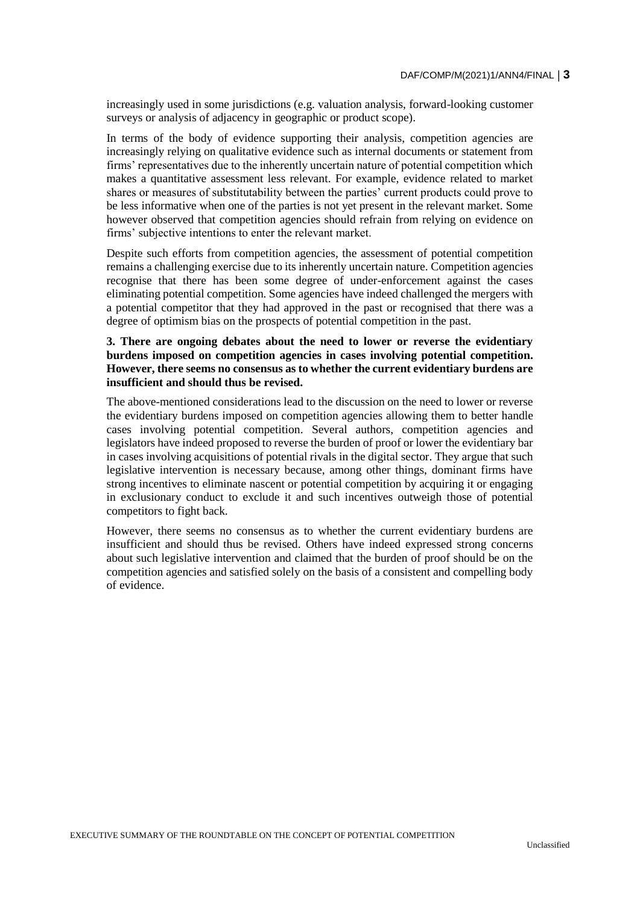increasingly used in some jurisdictions (e.g. valuation analysis, forward-looking customer surveys or analysis of adjacency in geographic or product scope).

In terms of the body of evidence supporting their analysis, competition agencies are increasingly relying on qualitative evidence such as internal documents or statement from firms' representatives due to the inherently uncertain nature of potential competition which makes a quantitative assessment less relevant. For example, evidence related to market shares or measures of substitutability between the parties' current products could prove to be less informative when one of the parties is not yet present in the relevant market. Some however observed that competition agencies should refrain from relying on evidence on firms' subjective intentions to enter the relevant market.

Despite such efforts from competition agencies, the assessment of potential competition remains a challenging exercise due to its inherently uncertain nature. Competition agencies recognise that there has been some degree of under-enforcement against the cases eliminating potential competition. Some agencies have indeed challenged the mergers with a potential competitor that they had approved in the past or recognised that there was a degree of optimism bias on the prospects of potential competition in the past.

**3. There are ongoing debates about the need to lower or reverse the evidentiary burdens imposed on competition agencies in cases involving potential competition. However, there seems no consensus as to whether the current evidentiary burdens are insufficient and should thus be revised.**

The above-mentioned considerations lead to the discussion on the need to lower or reverse the evidentiary burdens imposed on competition agencies allowing them to better handle cases involving potential competition. Several authors, competition agencies and legislators have indeed proposed to reverse the burden of proof or lower the evidentiary bar in cases involving acquisitions of potential rivals in the digital sector. They argue that such legislative intervention is necessary because, among other things, dominant firms have strong incentives to eliminate nascent or potential competition by acquiring it or engaging in exclusionary conduct to exclude it and such incentives outweigh those of potential competitors to fight back.

However, there seems no consensus as to whether the current evidentiary burdens are insufficient and should thus be revised. Others have indeed expressed strong concerns about such legislative intervention and claimed that the burden of proof should be on the competition agencies and satisfied solely on the basis of a consistent and compelling body of evidence.